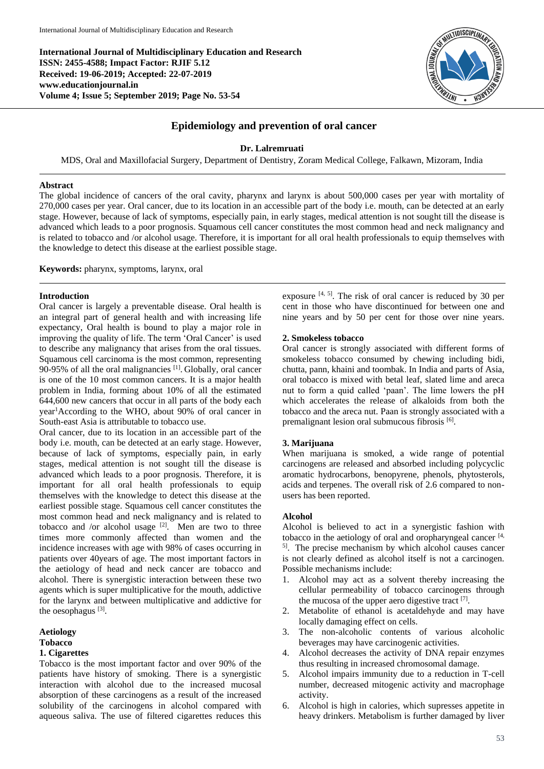**International Journal of Multidisciplinary Education and Research**
**ISSN: 2455-4588; Impact Factor: RJIF 5.12**
**Received: 19-06-2019; Accepted: 22-07-2019**
**www.educationjournal.in**
**Volume 4; Issue 5; September 2019; Page No. 53-54**

# Epidemiology and prevention of oral cancer

**Dr. Lalremruati**

MDS, Oral and Maxillofacial Surgery, Department of Dentistry, Zoram Medical College, Falkawn, Mizoram, India

## Abstract

The global incidence of cancers of the oral cavity, pharynx and larynx is about 500,000 cases per year with mortality of 270,000 cases per year. Oral cancer, due to its location in an accessible part of the body i.e. mouth, can be detected at an early stage. However, because of lack of symptoms, especially pain, in early stages, medical attention is not sought till the disease is advanced which leads to a poor prognosis. Squamous cell cancer constitutes the most common head and neck malignancy and is related to tobacco and /or alcohol usage. Therefore, it is important for all oral health professionals to equip themselves with the knowledge to detect this disease at the earliest possible stage.

**Keywords:** pharynx, symptoms, larynx, oral

## Introduction

Oral cancer is largely a preventable disease. Oral health is an integral part of general health and with increasing life expectancy, Oral health is bound to play a major role in improving the quality of life. The term 'Oral Cancer' is used to describe any malignancy that arises from the oral tissues. Squamous cell carcinoma is the most common, representing 90-95% of all the oral malignancies [1]. Globally, oral cancer is one of the 10 most common cancers. It is a major health problem in India, forming about 10% of all the estimated 644,600 new cancers that occur in all parts of the body each year[1]According to the WHO, about 90% of oral cancer in South-east Asia is attributable to tobacco use.

Oral cancer, due to its location in an accessible part of the body i.e. mouth, can be detected at an early stage. However, because of lack of symptoms, especially pain, in early stages, medical attention is not sought till the disease is advanced which leads to a poor prognosis. Therefore, it is important for all oral health professionals to equip themselves with the knowledge to detect this disease at the earliest possible stage. Squamous cell cancer constitutes the most common head and neck malignancy and is related to tobacco and /or alcohol usage [2]. Men are two to three times more commonly affected than women and the incidence increases with age with 98% of cases occurring in patients over 40years of age. The most important factors in the aetiology of head and neck cancer are tobacco and alcohol. There is synergistic interaction between these two agents which is super multiplicative for the mouth, addictive for the larynx and between multiplicative and addictive for the oesophagus [3].

## Aetiology

### Tobacco

#### 1. Cigarettes

Tobacco is the most important factor and over 90% of the patients have history of smoking. There is a synergistic interaction with alcohol due to the increased mucosal absorption of these carcinogens as a result of the increased solubility of the carcinogens in alcohol compared with aqueous saliva. The use of filtered cigarettes reduces this exposure [4, 5]. The risk of oral cancer is reduced by 30 per cent in those who have discontinued for between one and nine years and by 50 per cent for those over nine years.

#### 2. Smokeless tobacco

Oral cancer is strongly associated with different forms of smokeless tobacco consumed by chewing including bidi, chutta, pann, khaini and toombak. In India and parts of Asia, oral tobacco is mixed with betal leaf, slated lime and areca nut to form a quid called 'paan'. The lime lowers the pH which accelerates the release of alkaloids from both the tobacco and the areca nut. Paan is strongly associated with a premalignant lesion oral submucous fibrosis [6].

#### 3. Marijuana

When marijuana is smoked, a wide range of potential carcinogens are released and absorbed including polycyclic aromatic hydrocarbons, benopyrene, phenols, phytosterols, acids and terpenes. The overall risk of 2.6 compared to non-users has been reported.

### Alcohol

Alcohol is believed to act in a synergistic fashion with tobacco in the aetiology of oral and oropharyngeal cancer [4, 5]. The precise mechanism by which alcohol causes cancer is not clearly defined as alcohol itself is not a carcinogen. Possible mechanisms include:

1. Alcohol may act as a solvent thereby increasing the cellular permeability of tobacco carcinogens through the mucosa of the upper aero digestive tract [7].
2. Metabolite of ethanol is acetaldehyde and may have locally damaging effect on cells.
3. The non-alcoholic contents of various alcoholic beverages may have carcinogenic activities.
4. Alcohol decreases the activity of DNA repair enzymes thus resulting in increased chromosomal damage.
5. Alcohol impairs immunity due to a reduction in T-cell number, decreased mitogenic activity and macrophage activity.
6. Alcohol is high in calories, which supresses appetite in heavy drinkers. Metabolism is further damaged by liver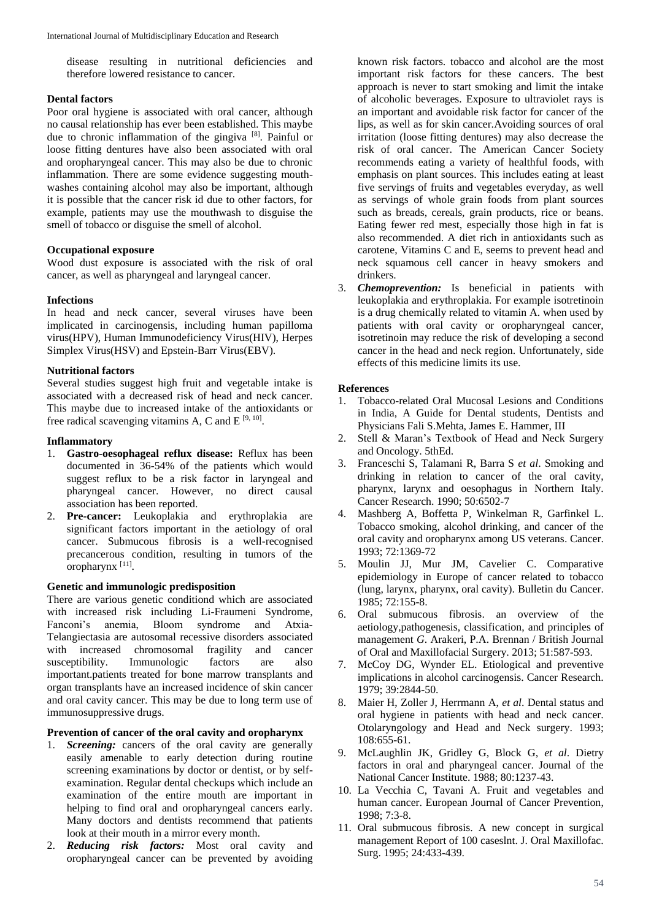disease resulting in nutritional deficiencies and therefore lowered resistance to cancer.

**Dental factors**

Poor oral hygiene is associated with oral cancer, although no causal relationship has ever been established. This maybe due to chronic inflammation of the gingiva [8]. Painful or loose fitting dentures have also been associated with oral and oropharyngeal cancer. This may also be due to chronic inflammation. There are some evidence suggesting mouth-washes containing alcohol may also be important, although it is possible that the cancer risk id due to other factors, for example, patients may use the mouthwash to disguise the smell of tobacco or disguise the smell of alcohol.

**Occupational exposure**

Wood dust exposure is associated with the risk of oral cancer, as well as pharyngeal and laryngeal cancer.

**Infections**

In head and neck cancer, several viruses have been implicated in carcinogensis, including human papilloma virus(HPV), Human Immunodeficiency Virus(HIV), Herpes Simplex Virus(HSV) and Epstein-Barr Virus(EBV).

**Nutritional factors**

Several studies suggest high fruit and vegetable intake is associated with a decreased risk of head and neck cancer. This maybe due to increased intake of the antioxidants or free radical scavenging vitamins A, C and E [9, 10].

**Inflammatory**

1. **Gastro-oesophageal reflux disease:** Reflux has been documented in 36-54% of the patients which would suggest reflux to be a risk factor in laryngeal and pharyngeal cancer. However, no direct causal association has been reported.
2. **Pre-cancer:** Leukoplakia and erythroplakia are significant factors important in the aetiology of oral cancer. Submucous fibrosis is a well-recognised precancerous condition, resulting in tumors of the oropharynx [11].

**Genetic and immunologic predisposition**

There are various genetic conditiond which are associated with increased risk including Li-Fraumeni Syndrome, Fanconi's anemia, Bloom syndrome and Atxia-Telangiectasia are autosomal recessive disorders associated with increased chromosomal fragility and cancer susceptibility. Immunologic factors are also important.patients treated for bone marrow transplants and organ transplants have an increased incidence of skin cancer and oral cavity cancer. This may be due to long term use of immunosuppressive drugs.

**Prevention of cancer of the oral cavity and oropharynx**

1. ***Screening:*** cancers of the oral cavity are generally easily amenable to early detection during routine screening examinations by doctor or dentist, or by self-examination. Regular dental checkups which include an examination of the entire mouth are important in helping to find oral and oropharyngeal cancers early. Many doctors and dentists recommend that patients look at their mouth in a mirror every month.
2. ***Reducing risk factors:*** Most oral cavity and oropharyngeal cancer can be prevented by avoiding known risk factors. tobacco and alcohol are the most important risk factors for these cancers. The best approach is never to start smoking and limit the intake of alcoholic beverages. Exposure to ultraviolet rays is an important and avoidable risk factor for cancer of the lips, as well as for skin cancer.Avoiding sources of oral irritation (loose fitting dentures) may also decrease the risk of oral cancer. The American Cancer Society recommends eating a variety of healthful foods, with emphasis on plant sources. This includes eating at least five servings of fruits and vegetables everyday, as well as servings of whole grain foods from plant sources such as breads, cereals, grain products, rice or beans. Eating fewer red mest, especially those high in fat is also recommended. A diet rich in antioxidants such as carotene, Vitamins C and E, seems to prevent head and neck squamous cell cancer in heavy smokers and drinkers.
3. ***Chemoprevention:*** Is beneficial in patients with leukoplakia and erythroplakia. For example isotretinoin is a drug chemically related to vitamin A. when used by patients with oral cavity or oropharyngeal cancer, isotretinoin may reduce the risk of developing a second cancer in the head and neck region. Unfortunately, side effects of this medicine limits its use.

**References**

1. Tobacco-related Oral Mucosal Lesions and Conditions in India, A Guide for Dental students, Dentists and Physicians Fali S.Mehta, James E. Hammer, III
2. Stell & Maran's Textbook of Head and Neck Surgery and Oncology. 5thEd.
3. Franceschi S, Talamani R, Barra S *et al*. Smoking and drinking in relation to cancer of the oral cavity, pharynx, larynx and oesophagus in Northern Italy. Cancer Research. 1990; 50:6502-7
4. Mashberg A, Boffetta P, Winkelman R, Garfinkel L. Tobacco smoking, alcohol drinking, and cancer of the oral cavity and oropharynx among US veterans. Cancer. 1993; 72:1369-72
5. Moulin JJ, Mur JM, Cavelier C. Comparative epidemiology in Europe of cancer related to tobacco (lung, larynx, pharynx, oral cavity). Bulletin du Cancer. 1985; 72:155-8.
6. Oral submucous fibrosis. an overview of the aetiology,pathogenesis, classification, and principles of management *G*. Arakeri, P.A. Brennan / British Journal of Oral and Maxillofacial Surgery. 2013; 51:587-593.
7. McCoy DG, Wynder EL. Etiological and preventive implications in alcohol carcinogensis. Cancer Research. 1979; 39:2844-50.
8. Maier H, Zoller J, Herrmann A, *et al*. Dental status and oral hygiene in patients with head and neck cancer. Otolaryngology and Head and Neck surgery. 1993; 108:655-61.
9. McLaughlin JK, Gridley G, Block G, *et al*. Dietry factors in oral and pharyngeal cancer. Journal of the National Cancer Institute. 1988; 80:1237-43.
10. La Vecchia C, Tavani A. Fruit and vegetables and human cancer. European Journal of Cancer Prevention, 1998; 7:3-8.
11. Oral submucous fibrosis. A new concept in surgical management Report of 100 caseslnt. J. Oral Maxillofac. Surg. 1995; 24:433-439.